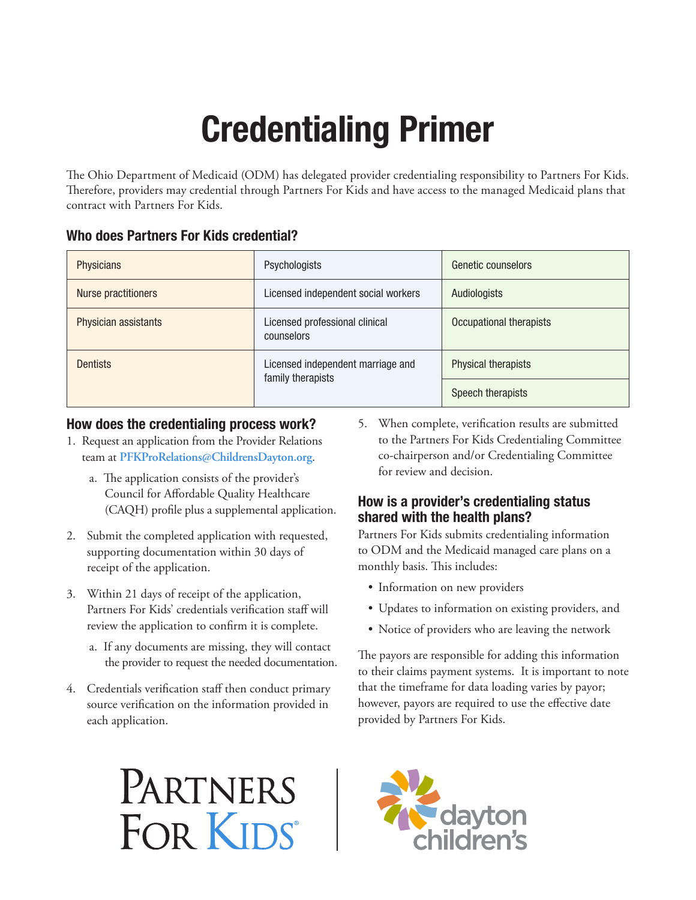# Credentialing Primer

The Ohio Department of Medicaid (ODM) has delegated provider credentialing responsibility to Partners For Kids. Therefore, providers may credential through Partners For Kids and have access to the managed Medicaid plans that contract with Partners For Kids.

## Who does Partners For Kids credential?

| | | |
|---|---|---|
| Physicians | Psychologists | Genetic counselors |
| Nurse practitioners | Licensed independent social workers | Audiologists |
| Physician assistants | Licensed professional clinical counselors | Occupational therapists |
| Dentists | Licensed independent marriage and family therapists | Physical therapists |
| | | Speech therapists |

## How does the credentialing process work?

1. Request an application from the Provider Relations team at **PFKProRelations@ChildrensDayton.org**.
   a. The application consists of the provider's Council for Affordable Quality Healthcare (CAQH) profile plus a supplemental application.
2. Submit the completed application with requested, supporting documentation within 30 days of receipt of the application.
3. Within 21 days of receipt of the application, Partners For Kids' credentials verification staff will review the application to confirm it is complete.
   a. If any documents are missing, they will contact the provider to request the needed documentation.
4. Credentials verification staff then conduct primary source verification on the information provided in each application.
5. When complete, verification results are submitted to the Partners For Kids Credentialing Committee co-chairperson and/or Credentialing Committee for review and decision.

## How is a provider's credentialing status shared with the health plans?

Partners For Kids submits credentialing information to ODM and the Medicaid managed care plans on a monthly basis. This includes:

- Information on new providers
- Updates to information on existing providers, and
- Notice of providers who are leaving the network

The payors are responsible for adding this information to their claims payment systems. It is important to note that the timeframe for data loading varies by payor; however, payors are required to use the effective date provided by Partners For Kids.

Partners For Kids | dayton children's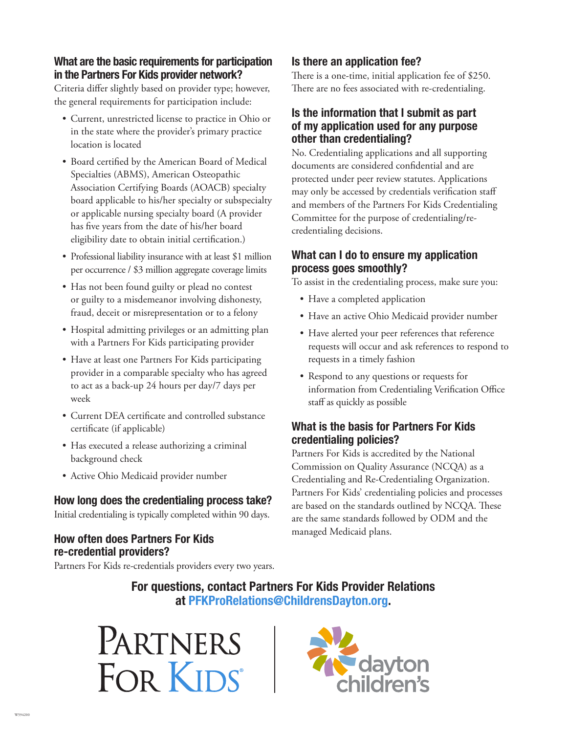## What are the basic requirements for participation in the Partners For Kids provider network?

Criteria differ slightly based on provider type; however, the general requirements for participation include:

- Current, unrestricted license to practice in Ohio or in the state where the provider's primary practice location is located
- Board certified by the American Board of Medical Specialties (ABMS), American Osteopathic Association Certifying Boards (AOACB) specialty board applicable to his/her specialty or subspecialty or applicable nursing specialty board (A provider has five years from the date of his/her board eligibility date to obtain initial certification.)
- Professional liability insurance with at least $1 million per occurrence / $3 million aggregate coverage limits
- Has not been found guilty or plead no contest or guilty to a misdemeanor involving dishonesty, fraud, deceit or misrepresentation or to a felony
- Hospital admitting privileges or an admitting plan with a Partners For Kids participating provider
- Have at least one Partners For Kids participating provider in a comparable specialty who has agreed to act as a back-up 24 hours per day/7 days per week
- Current DEA certificate and controlled substance certificate (if applicable)
- Has executed a release authorizing a criminal background check
- Active Ohio Medicaid provider number

## How long does the credentialing process take?

Initial credentialing is typically completed within 90 days.

## How often does Partners For Kids re-credential providers?

Partners For Kids re-credentials providers every two years.

## Is there an application fee?

There is a one-time, initial application fee of $250. There are no fees associated with re-credentialing.

## Is the information that I submit as part of my application used for any purpose other than credentialing?

No. Credentialing applications and all supporting documents are considered confidential and are protected under peer review statutes. Applications may only be accessed by credentials verification staff and members of the Partners For Kids Credentialing Committee for the purpose of credentialing/re-credentialing decisions.

## What can I do to ensure my application process goes smoothly?

To assist in the credentialing process, make sure you:

- Have a completed application
- Have an active Ohio Medicaid provider number
- Have alerted your peer references that reference requests will occur and ask references to respond to requests in a timely fashion
- Respond to any questions or requests for information from Credentialing Verification Office staff as quickly as possible

## What is the basis for Partners For Kids credentialing policies?

Partners For Kids is accredited by the National Commission on Quality Assurance (NCQA) as a Credentialing and Re-Credentialing Organization. Partners For Kids' credentialing policies and processes are based on the standards outlined by NCQA. These are the same standards followed by ODM and the managed Medicaid plans.

**For questions, contact Partners For Kids Provider Relations at PFKProRelations@ChildrensDayton.org.**

PARTNERS FOR KIDS®

dayton children's

W594200